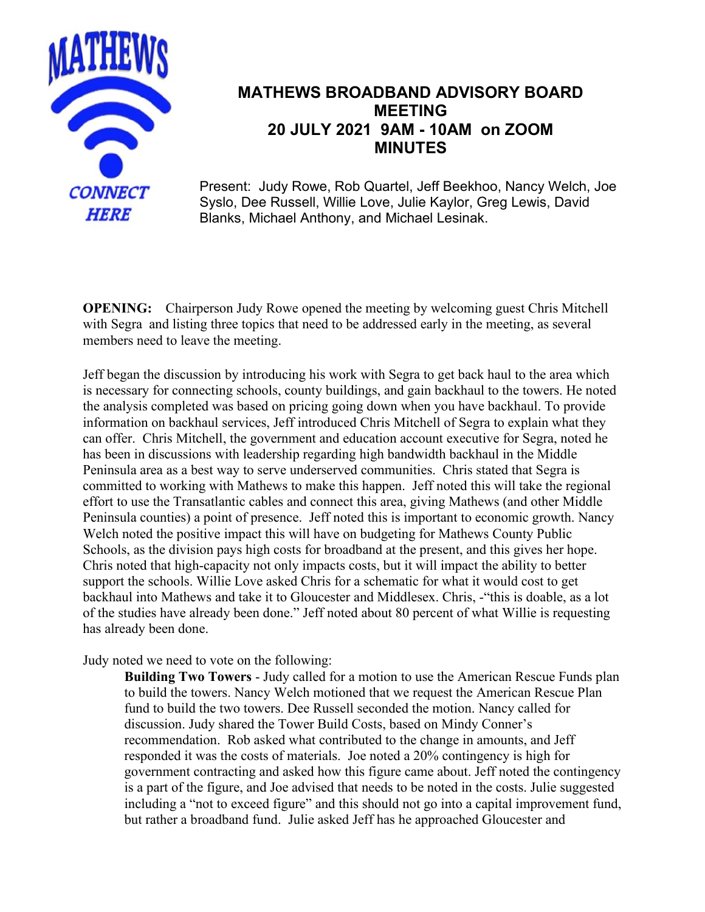# MATHEWS BROADBAND ADVISORY BOARD MEETING
# 20 JULY 2021 9AM - 10AM on ZOOM
# MINUTES

Present: Judy Rowe, Rob Quartel, Jeff Beekhoo, Nancy Welch, Joe Syslo, Dee Russell, Willie Love, Julie Kaylor, Greg Lewis, David Blanks, Michael Anthony, and Michael Lesinak.

**OPENING:** Chairperson Judy Rowe opened the meeting by welcoming guest Chris Mitchell with Segra and listing three topics that need to be addressed early in the meeting, as several members need to leave the meeting.

Jeff began the discussion by introducing his work with Segra to get back haul to the area which is necessary for connecting schools, county buildings, and gain backhaul to the towers. He noted the analysis completed was based on pricing going down when you have backhaul. To provide information on backhaul services, Jeff introduced Chris Mitchell of Segra to explain what they can offer. Chris Mitchell, the government and education account executive for Segra, noted he has been in discussions with leadership regarding high bandwidth backhaul in the Middle Peninsula area as a best way to serve underserved communities. Chris stated that Segra is committed to working with Mathews to make this happen. Jeff noted this will take the regional effort to use the Transatlantic cables and connect this area, giving Mathews (and other Middle Peninsula counties) a point of presence. Jeff noted this is important to economic growth. Nancy Welch noted the positive impact this will have on budgeting for Mathews County Public Schools, as the division pays high costs for broadband at the present, and this gives her hope. Chris noted that high-capacity not only impacts costs, but it will impact the ability to better support the schools. Willie Love asked Chris for a schematic for what it would cost to get backhaul into Mathews and take it to Gloucester and Middlesex. Chris, -"this is doable, as a lot of the studies have already been done." Jeff noted about 80 percent of what Willie is requesting has already been done.

Judy noted we need to vote on the following:

> **Building Two Towers** - Judy called for a motion to use the American Rescue Funds plan to build the towers. Nancy Welch motioned that we request the American Rescue Plan fund to build the two towers. Dee Russell seconded the motion. Nancy called for discussion. Judy shared the Tower Build Costs, based on Mindy Conner's recommendation. Rob asked what contributed to the change in amounts, and Jeff responded it was the costs of materials. Joe noted a 20% contingency is high for government contracting and asked how this figure came about. Jeff noted the contingency is a part of the figure, and Joe advised that needs to be noted in the costs. Julie suggested including a "not to exceed figure" and this should not go into a capital improvement fund, but rather a broadband fund. Julie asked Jeff has he approached Gloucester and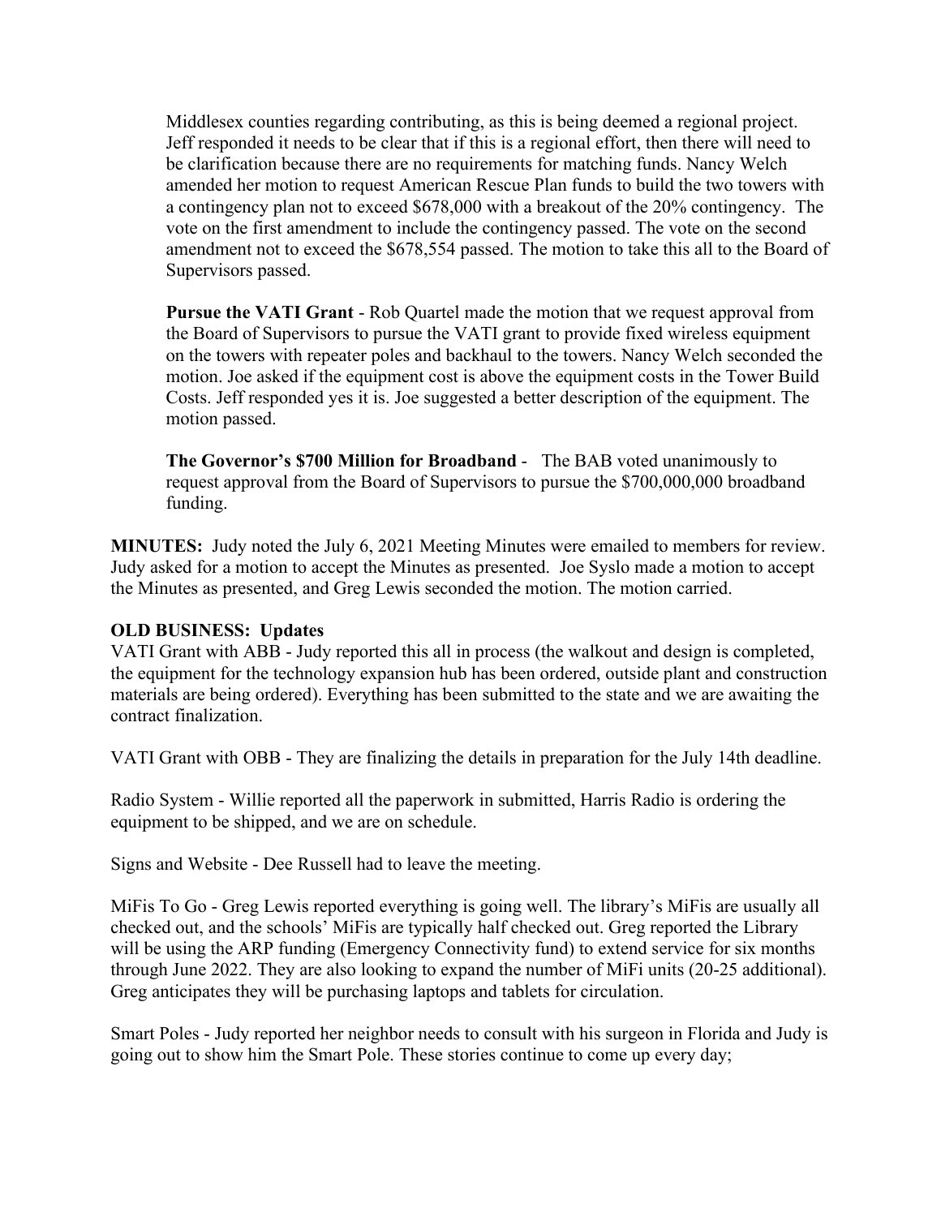Middlesex counties regarding contributing, as this is being deemed a regional project. Jeff responded it needs to be clear that if this is a regional effort, then there will need to be clarification because there are no requirements for matching funds. Nancy Welch amended her motion to request American Rescue Plan funds to build the two towers with a contingency plan not to exceed $678,000 with a breakout of the 20% contingency. The vote on the first amendment to include the contingency passed. The vote on the second amendment not to exceed the $678,554 passed. The motion to take this all to the Board of Supervisors passed.

**Pursue the VATI Grant** - Rob Quartel made the motion that we request approval from the Board of Supervisors to pursue the VATI grant to provide fixed wireless equipment on the towers with repeater poles and backhaul to the towers. Nancy Welch seconded the motion. Joe asked if the equipment cost is above the equipment costs in the Tower Build Costs. Jeff responded yes it is. Joe suggested a better description of the equipment. The motion passed.

**The Governor's $700 Million for Broadband** - The BAB voted unanimously to request approval from the Board of Supervisors to pursue the $700,000,000 broadband funding.

**MINUTES:** Judy noted the July 6, 2021 Meeting Minutes were emailed to members for review. Judy asked for a motion to accept the Minutes as presented. Joe Syslo made a motion to accept the Minutes as presented, and Greg Lewis seconded the motion. The motion carried.

**OLD BUSINESS: Updates**

VATI Grant with ABB - Judy reported this all in process (the walkout and design is completed, the equipment for the technology expansion hub has been ordered, outside plant and construction materials are being ordered). Everything has been submitted to the state and we are awaiting the contract finalization.

VATI Grant with OBB - They are finalizing the details in preparation for the July 14th deadline.

Radio System - Willie reported all the paperwork in submitted, Harris Radio is ordering the equipment to be shipped, and we are on schedule.

Signs and Website - Dee Russell had to leave the meeting.

MiFis To Go - Greg Lewis reported everything is going well. The library's MiFis are usually all checked out, and the schools' MiFis are typically half checked out. Greg reported the Library will be using the ARP funding (Emergency Connectivity fund) to extend service for six months through June 2022. They are also looking to expand the number of MiFi units (20-25 additional). Greg anticipates they will be purchasing laptops and tablets for circulation.

Smart Poles - Judy reported her neighbor needs to consult with his surgeon in Florida and Judy is going out to show him the Smart Pole. These stories continue to come up every day;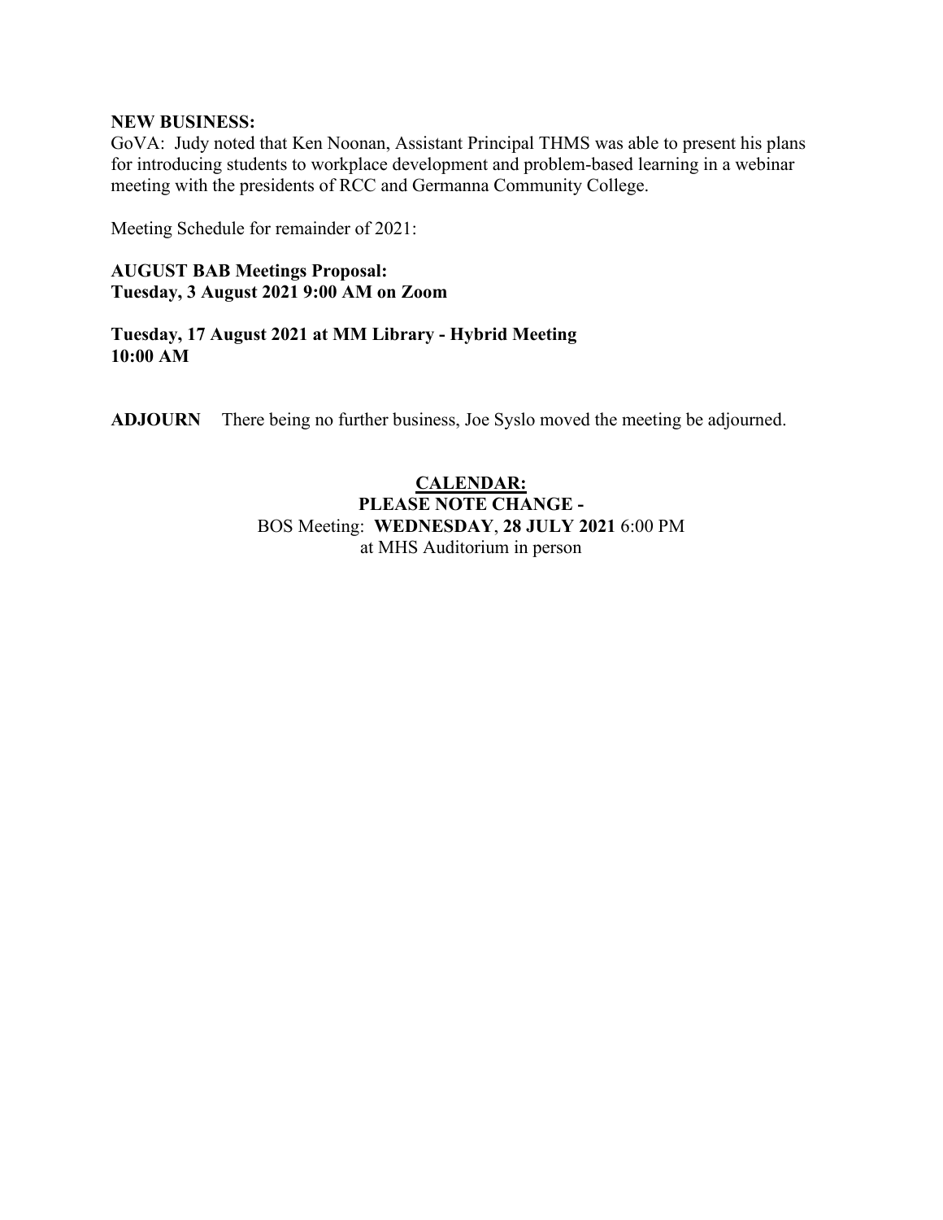**NEW BUSINESS:**
GoVA: Judy noted that Ken Noonan, Assistant Principal THMS was able to present his plans for introducing students to workplace development and problem-based learning in a webinar meeting with the presidents of RCC and Germanna Community College.

Meeting Schedule for remainder of 2021:

**AUGUST BAB Meetings Proposal:**
**Tuesday, 3 August 2021 9:00 AM on Zoom**

**Tuesday, 17 August 2021 at MM Library - Hybrid Meeting**
**10:00 AM**

**ADJOURN** There being no further business, Joe Syslo moved the meeting be adjourned.

**CALENDAR:**

**PLEASE NOTE CHANGE -**

BOS Meeting: **WEDNESDAY**, **28 JULY 2021** 6:00 PM
at MHS Auditorium in person